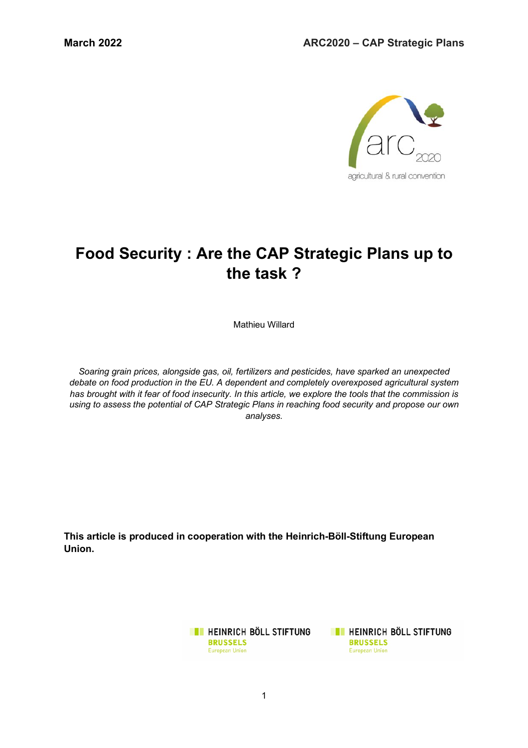March 2022

ARC2020 – CAP Strategic Plans

# Food Security : Are the CAP Strategic Plans up to the task ?

Mathieu Willard

*Soaring grain prices, alongside gas, oil, fertilizers and pesticides, have sparked an unexpected debate on food production in the EU. A dependent and completely overexposed agricultural system has brought with it fear of food insecurity. In this article, we explore the tools that the commission is using to assess the potential of CAP Strategic Plans in reaching food security and propose our own analyses.*

**This article is produced in cooperation with the Heinrich-Böll-Stiftung European Union.**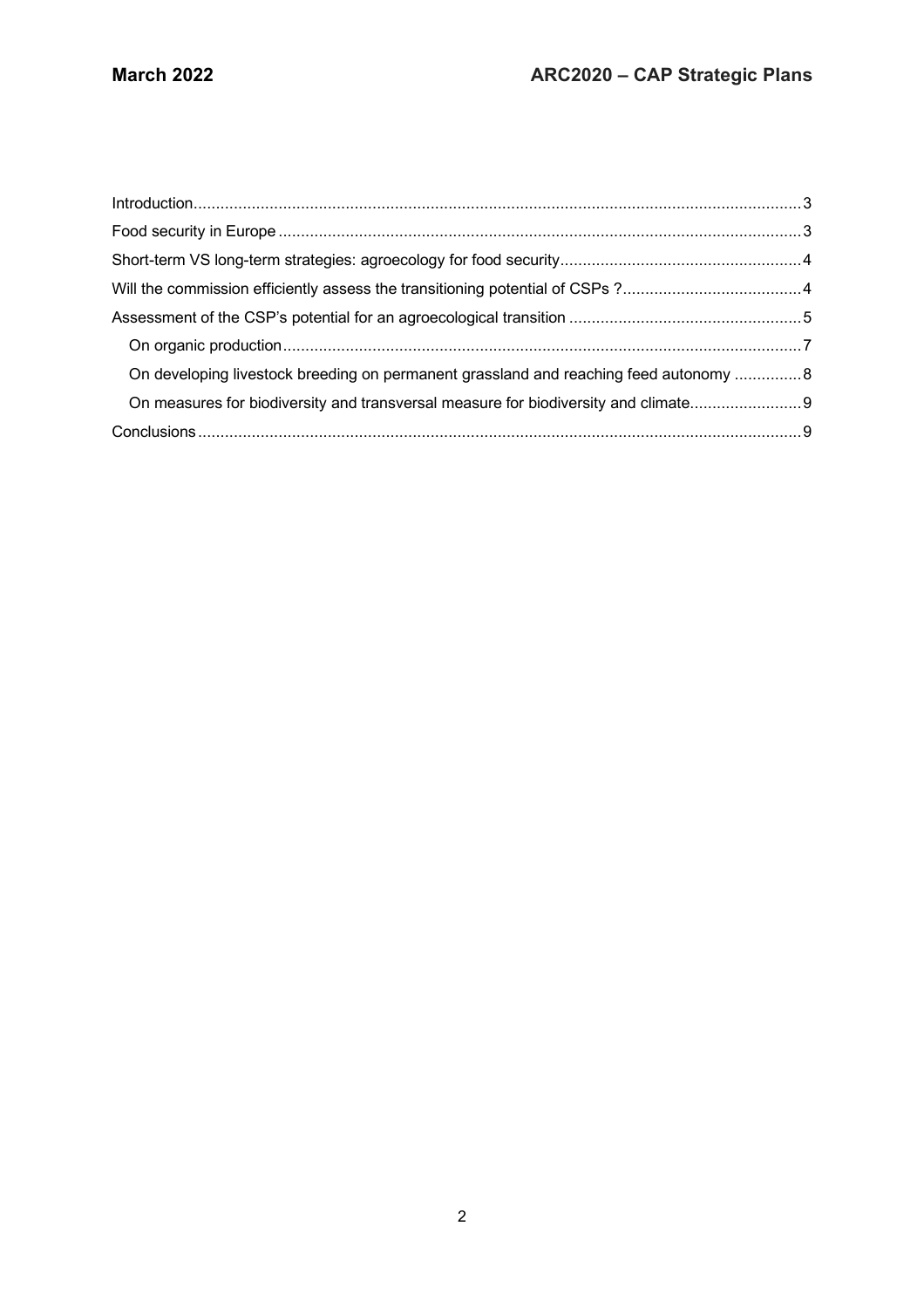Introduction......................................................................................................................................3

Food security in Europe ....................................................................................................................3

Short-term VS long-term strategies: agroecology for food security.....................................................4

Will the commission efficiently assess the transitioning potential of CSPs ?........................................4

Assessment of the CSP’s potential for an agroecological transition ...................................................5

- On organic production....................................................................................................................7
- On developing livestock breeding on permanent grassland and reaching feed autonomy ...............8
- On measures for biodiversity and transversal measure for biodiversity and climate.........................9

Conclusions......................................................................................................................................9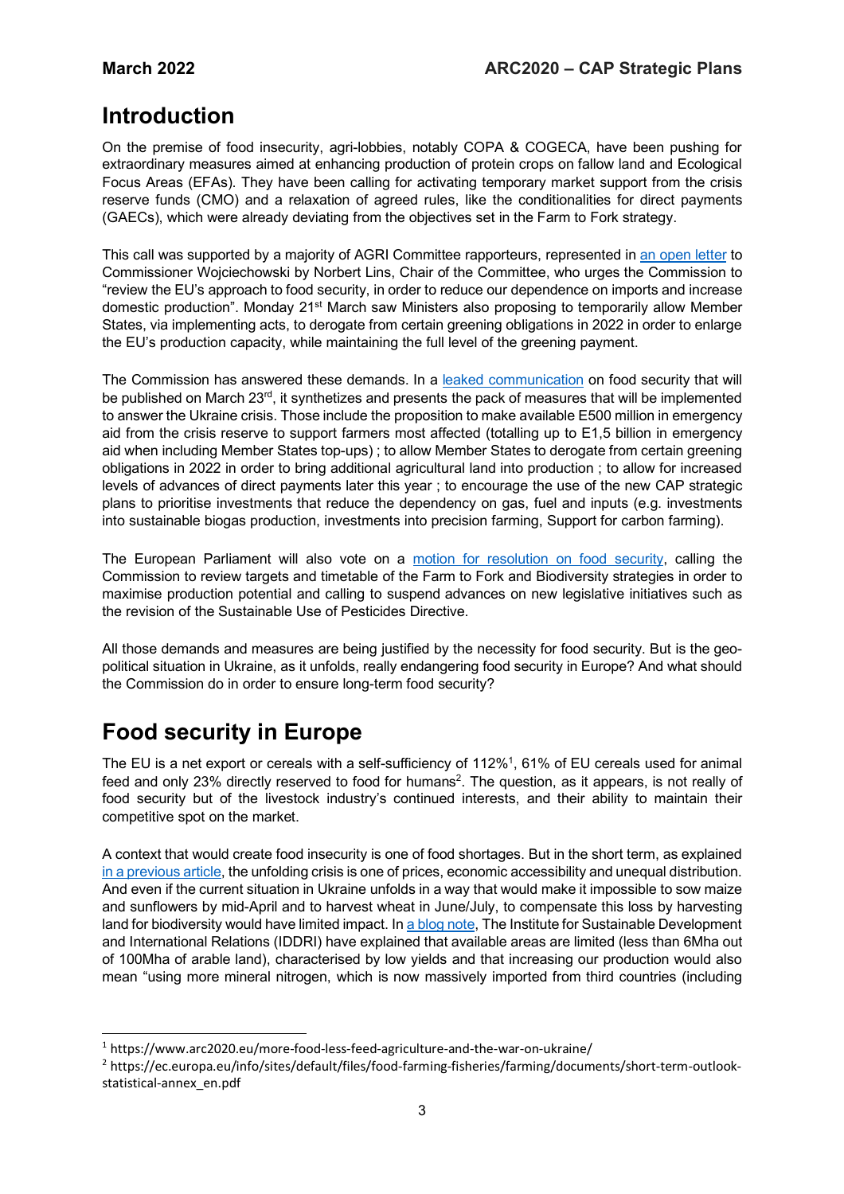# Introduction

On the premise of food insecurity, agri-lobbies, notably COPA & COGECA, have been pushing for extraordinary measures aimed at enhancing production of protein crops on fallow land and Ecological Focus Areas (EFAs). They have been calling for activating temporary market support from the crisis reserve funds (CMO) and a relaxation of agreed rules, like the conditionalities for direct payments (GAECs), which were already deviating from the objectives set in the Farm to Fork strategy.

This call was supported by a majority of AGRI Committee rapporteurs, represented in an open letter to Commissioner Wojciechowski by Norbert Lins, Chair of the Committee, who urges the Commission to "review the EU's approach to food security, in order to reduce our dependence on imports and increase domestic production". Monday 21st March saw Ministers also proposing to temporarily allow Member States, via implementing acts, to derogate from certain greening obligations in 2022 in order to enlarge the EU's production capacity, while maintaining the full level of the greening payment.

The Commission has answered these demands. In a leaked communication on food security that will be published on March 23rd, it synthetizes and presents the pack of measures that will be implemented to answer the Ukraine crisis. Those include the proposition to make available E500 million in emergency aid from the crisis reserve to support farmers most affected (totalling up to E1,5 billion in emergency aid when including Member States top-ups) ; to allow Member States to derogate from certain greening obligations in 2022 in order to bring additional agricultural land into production ; to allow for increased levels of advances of direct payments later this year ; to encourage the use of the new CAP strategic plans to prioritise investments that reduce the dependency on gas, fuel and inputs (e.g. investments into sustainable biogas production, investments into precision farming, Support for carbon farming).

The European Parliament will also vote on a motion for resolution on food security, calling the Commission to review targets and timetable of the Farm to Fork and Biodiversity strategies in order to maximise production potential and calling to suspend advances on new legislative initiatives such as the revision of the Sustainable Use of Pesticides Directive.

All those demands and measures are being justified by the necessity for food security. But is the geo-political situation in Ukraine, as it unfolds, really endangering food security in Europe? And what should the Commission do in order to ensure long-term food security?

# Food security in Europe

The EU is a net export or cereals with a self-sufficiency of 112%[1], 61% of EU cereals used for animal feed and only 23% directly reserved to food for humans[2]. The question, as it appears, is not really of food security but of the livestock industry's continued interests, and their ability to maintain their competitive spot on the market.

A context that would create food insecurity is one of food shortages. But in the short term, as explained in a previous article, the unfolding crisis is one of prices, economic accessibility and unequal distribution. And even if the current situation in Ukraine unfolds in a way that would make it impossible to sow maize and sunflowers by mid-April and to harvest wheat in June/July, to compensate this loss by harvesting land for biodiversity would have limited impact. In a blog note, The Institute for Sustainable Development and International Relations (IDDRI) have explained that available areas are limited (less than 6Mha out of 100Mha of arable land), characterised by low yields and that increasing our production would also mean "using more mineral nitrogen, which is now massively imported from third countries (including

[1] https://www.arc2020.eu/more-food-less-feed-agriculture-and-the-war-on-ukraine/

[2] https://ec.europa.eu/info/sites/default/files/food-farming-fisheries/farming/documents/short-term-outlook-statistical-annex_en.pdf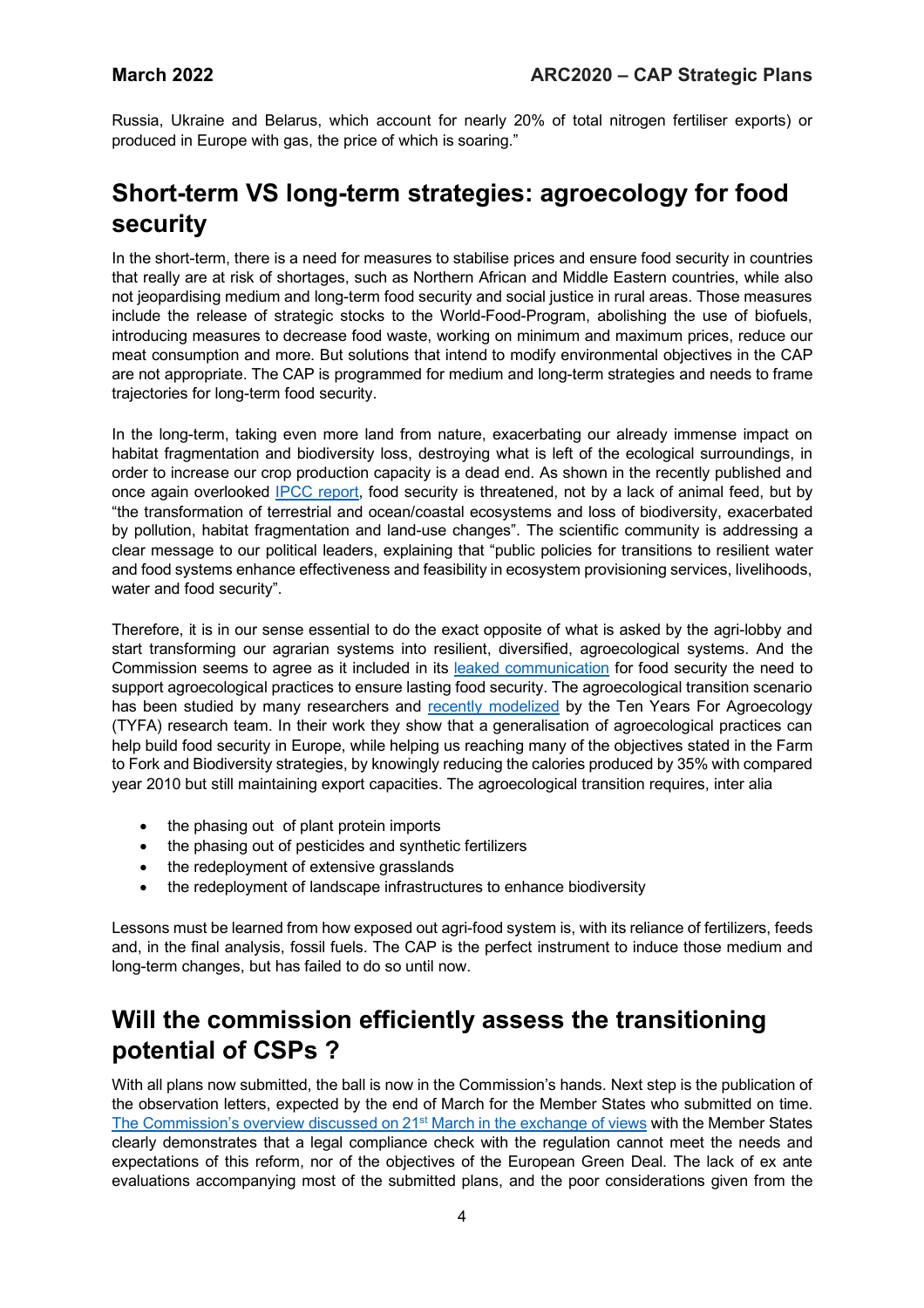Russia, Ukraine and Belarus, which account for nearly 20% of total nitrogen fertiliser exports) or produced in Europe with gas, the price of which is soaring."

## Short-term VS long-term strategies: agroecology for food security

In the short-term, there is a need for measures to stabilise prices and ensure food security in countries that really are at risk of shortages, such as Northern African and Middle Eastern countries, while also not jeopardising medium and long-term food security and social justice in rural areas. Those measures include the release of strategic stocks to the World-Food-Program, abolishing the use of biofuels, introducing measures to decrease food waste, working on minimum and maximum prices, reduce our meat consumption and more. But solutions that intend to modify environmental objectives in the CAP are not appropriate. The CAP is programmed for medium and long-term strategies and needs to frame trajectories for long-term food security.

In the long-term, taking even more land from nature, exacerbating our already immense impact on habitat fragmentation and biodiversity loss, destroying what is left of the ecological surroundings, in order to increase our crop production capacity is a dead end. As shown in the recently published and once again overlooked IPCC report, food security is threatened, not by a lack of animal feed, but by "the transformation of terrestrial and ocean/coastal ecosystems and loss of biodiversity, exacerbated by pollution, habitat fragmentation and land-use changes". The scientific community is addressing a clear message to our political leaders, explaining that "public policies for transitions to resilient water and food systems enhance effectiveness and feasibility in ecosystem provisioning services, livelihoods, water and food security".

Therefore, it is in our sense essential to do the exact opposite of what is asked by the agri-lobby and start transforming our agrarian systems into resilient, diversified, agroecological systems. And the Commission seems to agree as it included in its leaked communication for food security the need to support agroecological practices to ensure lasting food security. The agroecological transition scenario has been studied by many researchers and recently modelized by the Ten Years For Agroecology (TYFA) research team. In their work they show that a generalisation of agroecological practices can help build food security in Europe, while helping us reaching many of the objectives stated in the Farm to Fork and Biodiversity strategies, by knowingly reducing the calories produced by 35% with compared year 2010 but still maintaining export capacities. The agroecological transition requires, inter alia

- the phasing out of plant protein imports
- the phasing out of pesticides and synthetic fertilizers
- the redeployment of extensive grasslands
- the redeployment of landscape infrastructures to enhance biodiversity

Lessons must be learned from how exposed out agri-food system is, with its reliance of fertilizers, feeds and, in the final analysis, fossil fuels. The CAP is the perfect instrument to induce those medium and long-term changes, but has failed to do so until now.

## Will the commission efficiently assess the transitioning potential of CSPs ?

With all plans now submitted, the ball is now in the Commission's hands. Next step is the publication of the observation letters, expected by the end of March for the Member States who submitted on time. The Commission's overview discussed on 21st March in the exchange of views with the Member States clearly demonstrates that a legal compliance check with the regulation cannot meet the needs and expectations of this reform, nor of the objectives of the European Green Deal. The lack of ex ante evaluations accompanying most of the submitted plans, and the poor considerations given from the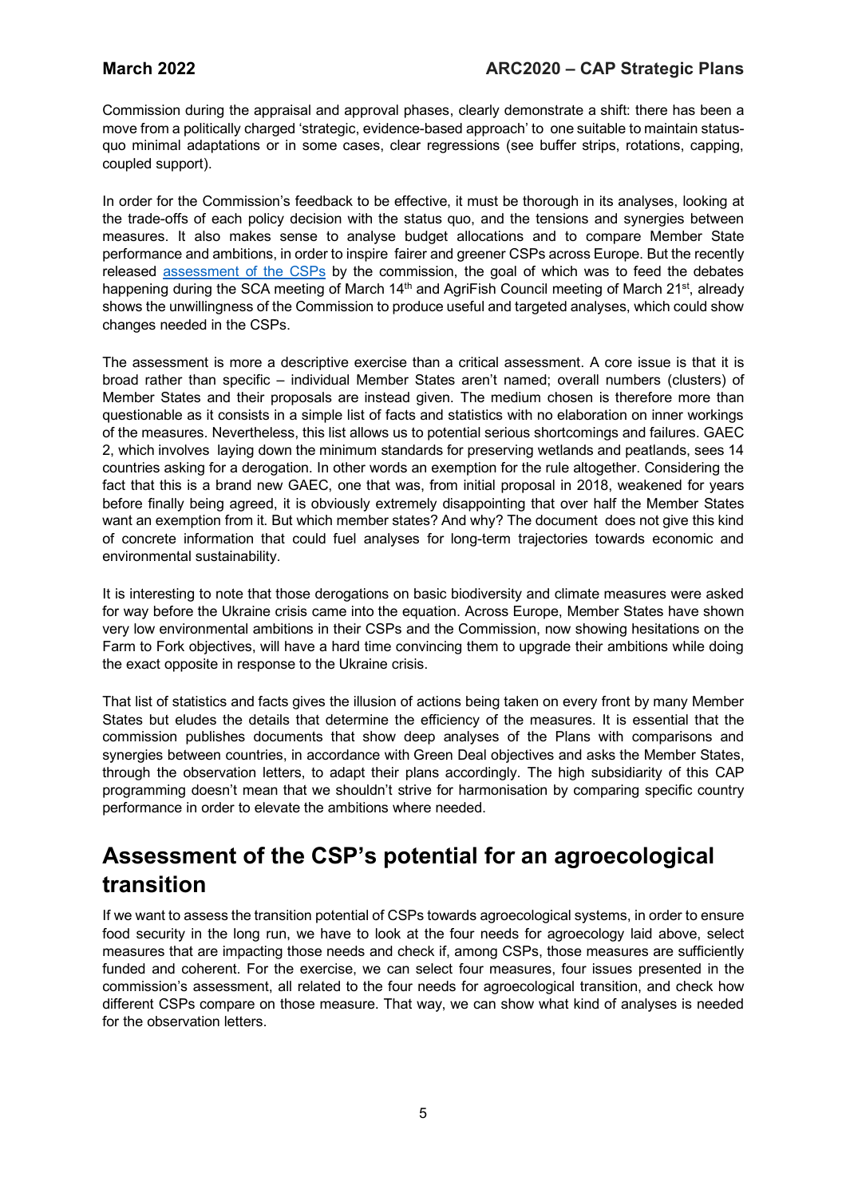Commission during the appraisal and approval phases, clearly demonstrate a shift: there has been a move from a politically charged 'strategic, evidence-based approach' to one suitable to maintain status-quo minimal adaptations or in some cases, clear regressions (see buffer strips, rotations, capping, coupled support).

In order for the Commission's feedback to be effective, it must be thorough in its analyses, looking at the trade-offs of each policy decision with the status quo, and the tensions and synergies between measures. It also makes sense to analyse budget allocations and to compare Member State performance and ambitions, in order to inspire fairer and greener CSPs across Europe. But the recently released [assessment of the CSPs](#) by the commission, the goal of which was to feed the debates happening during the SCA meeting of March 14th and AgriFish Council meeting of March 21st, already shows the unwillingness of the Commission to produce useful and targeted analyses, which could show changes needed in the CSPs.

The assessment is more a descriptive exercise than a critical assessment. A core issue is that it is broad rather than specific – individual Member States aren't named; overall numbers (clusters) of Member States and their proposals are instead given. The medium chosen is therefore more than questionable as it consists in a simple list of facts and statistics with no elaboration on inner workings of the measures. Nevertheless, this list allows us to potential serious shortcomings and failures. GAEC 2, which involves laying down the minimum standards for preserving wetlands and peatlands, sees 14 countries asking for a derogation. In other words an exemption for the rule altogether. Considering the fact that this is a brand new GAEC, one that was, from initial proposal in 2018, weakened for years before finally being agreed, it is obviously extremely disappointing that over half the Member States want an exemption from it. But which member states? And why? The document does not give this kind of concrete information that could fuel analyses for long-term trajectories towards economic and environmental sustainability.

It is interesting to note that those derogations on basic biodiversity and climate measures were asked for way before the Ukraine crisis came into the equation. Across Europe, Member States have shown very low environmental ambitions in their CSPs and the Commission, now showing hesitations on the Farm to Fork objectives, will have a hard time convincing them to upgrade their ambitions while doing the exact opposite in response to the Ukraine crisis.

That list of statistics and facts gives the illusion of actions being taken on every front by many Member States but eludes the details that determine the efficiency of the measures. It is essential that the commission publishes documents that show deep analyses of the Plans with comparisons and synergies between countries, in accordance with Green Deal objectives and asks the Member States, through the observation letters, to adapt their plans accordingly. The high subsidiarity of this CAP programming doesn't mean that we shouldn't strive for harmonisation by comparing specific country performance in order to elevate the ambitions where needed.

# Assessment of the CSP's potential for an agroecological transition

If we want to assess the transition potential of CSPs towards agroecological systems, in order to ensure food security in the long run, we have to look at the four needs for agroecology laid above, select measures that are impacting those needs and check if, among CSPs, those measures are sufficiently funded and coherent. For the exercise, we can select four measures, four issues presented in the commission's assessment, all related to the four needs for agroecological transition, and check how different CSPs compare on those measure. That way, we can show what kind of analyses is needed for the observation letters.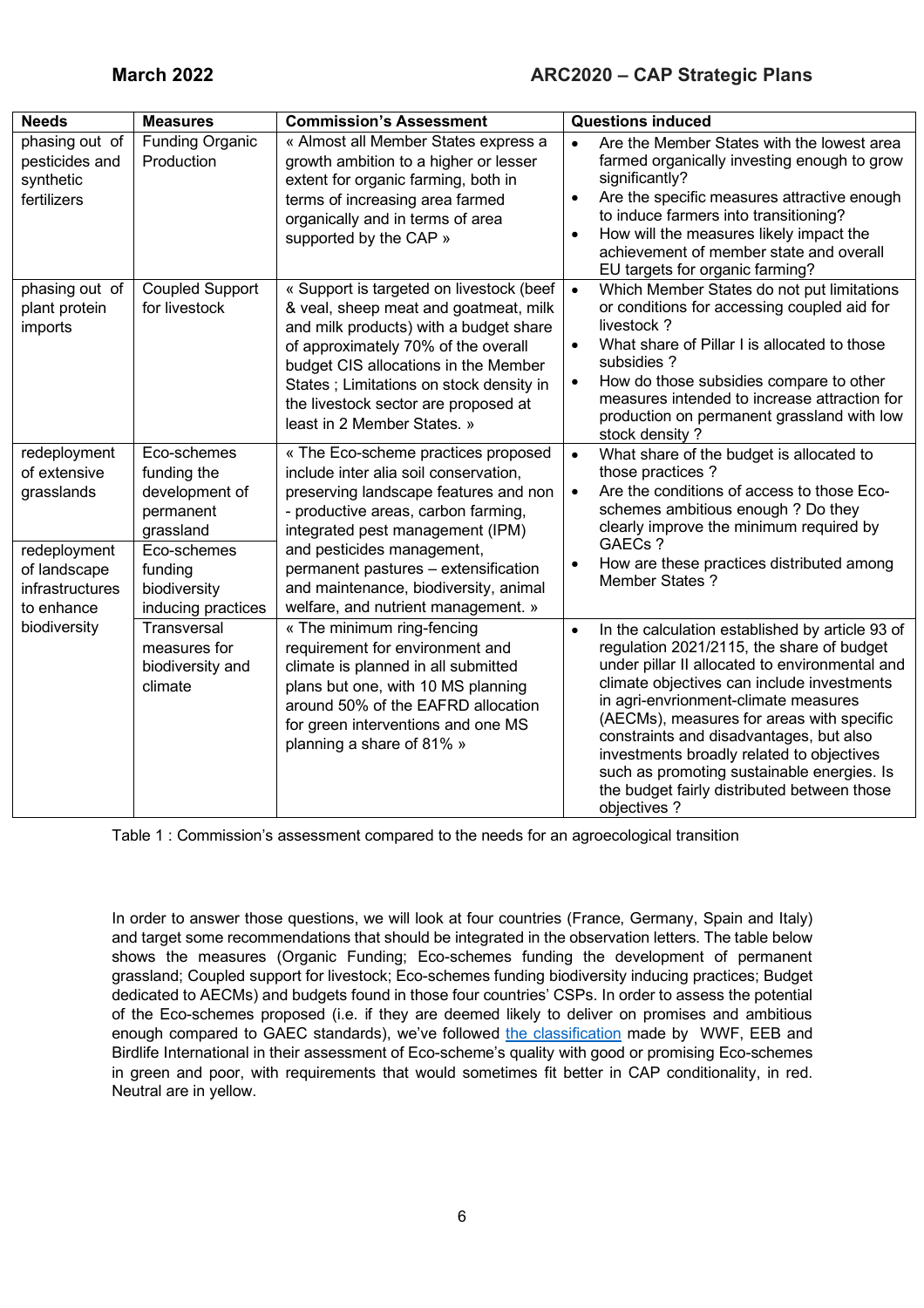| Needs | Measures | Commission's Assessment | Questions induced |
|---|---|---|---|
| phasing out of pesticides and synthetic fertilizers | Funding Organic Production | « Almost all Member States express a growth ambition to a higher or lesser extent for organic farming, both in terms of increasing area farmed organically and in terms of area supported by the CAP » | • Are the Member States with the lowest area farmed organically investing enough to grow significantly? • Are the specific measures attractive enough to induce farmers into transitioning? • How will the measures likely impact the achievement of member state and overall EU targets for organic farming? |
| phasing out of plant protein imports | Coupled Support for livestock | « Support is targeted on livestock (beef & veal, sheep meat and goatmeat, milk and milk products) with a budget share of approximately 70% of the overall budget CIS allocations in the Member States ; Limitations on stock density in the livestock sector are proposed at least in 2 Member States. » | • Which Member States do not put limitations or conditions for accessing coupled aid for livestock ? • What share of Pillar I is allocated to those subsidies ? • How do those subsidies compare to other measures intended to increase attraction for production on permanent grassland with low stock density ? |
| redeployment of extensive grasslands | Eco-schemes funding the development of permanent grassland | « The Eco-scheme practices proposed include inter alia soil conservation, preserving landscape features and non - productive areas, carbon farming, integrated pest management (IPM) and pesticides management, permanent pastures – extensification and maintenance, biodiversity, animal welfare, and nutrient management. » | • What share of the budget is allocated to those practices ? • Are the conditions of access to those Eco-schemes ambitious enough ? Do they clearly improve the minimum required by GAECs ? • How are these practices distributed among Member States ? |
| redeployment of landscape infrastructures to enhance biodiversity | Eco-schemes funding biodiversity inducing practices | | |
| | Transversal measures for biodiversity and climate | « The minimum ring-fencing requirement for environment and climate is planned in all submitted plans but one, with 10 MS planning around 50% of the EAFRD allocation for green interventions and one MS planning a share of 81% » | • In the calculation established by article 93 of regulation 2021/2115, the share of budget under pillar II allocated to environmental and climate objectives can include investments in agri-envrionment-climate measures (AECMs), measures for areas with specific constraints and disadvantages, but also investments broadly related to objectives such as promoting sustainable energies. Is the budget fairly distributed between those objectives ? |

Table 1 : Commission's assessment compared to the needs for an agroecological transition

In order to answer those questions, we will look at four countries (France, Germany, Spain and Italy) and target some recommendations that should be integrated in the observation letters. The table below shows the measures (Organic Funding; Eco-schemes funding the development of permanent grassland; Coupled support for livestock; Eco-schemes funding biodiversity inducing practices; Budget dedicated to AECMs) and budgets found in those four countries' CSPs. In order to assess the potential of the Eco-schemes proposed (i.e. if they are deemed likely to deliver on promises and ambitious enough compared to GAEC standards), we've followed the classification made by WWF, EEB and Birdlife International in their assessment of Eco-scheme's quality with good or promising Eco-schemes in green and poor, with requirements that would sometimes fit better in CAP conditionality, in red. Neutral are in yellow.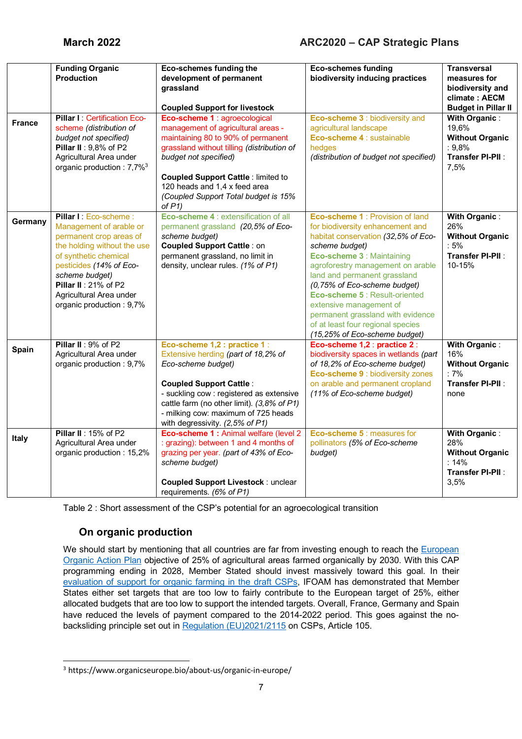| | Funding Organic Production | Eco-schemes funding the development of permanent grassland<br><br>Coupled Support for livestock | Eco-schemes funding biodiversity inducing practices | Transversal measures for biodiversity and climate : AECM Budget in Pillar II |
|---|---|---|---|---|
| **France** | **Pillar I** : Certification Eco-scheme *(distribution of budget not specified)*<br>**Pillar II** : 9,8% of P2<br>Agricultural Area under organic production : 7,7%[3] | **Eco-scheme 1** : agroecological management of agricultural areas - maintaining 80 to 90% of permanent grassland without tilling *(distribution of budget not specified)*<br><br>**Coupled Support Cattle** : limited to 120 heads and 1,4 x feed area *(Coupled Support Total budget is 15% of P1)* | **Eco-scheme 3** : biodiversity and agricultural landscape<br>**Eco-scheme 4** : sustainable hedges<br>*(distribution of budget not specified)* | **With Organic** : 19,6%<br>**Without Organic** : 9,8%<br>**Transfer PI-PII** : 7,5% |
| **Germany** | **Pillar I** : Eco-scheme : Management of arable or permanent crop areas of the holding without the use of synthetic chemical pesticides *(14% of Eco-scheme budget)*<br>**Pillar II** : 21% of P2<br>Agricultural Area under organic production : 9,7% | **Eco-scheme 4** : extensification of all permanent grassland *(20,5% of Eco-scheme budget)*<br>**Coupled Support Cattle** : on permanent grassland, no limit in density, unclear rules. *(1% of P1)* | **Eco-scheme 1** : Provision of land for biodiversity enhancement and habitat conservation *(32,5% of Eco-scheme budget)*<br>**Eco-scheme 3** : Maintaining agroforestry management on arable land and permanent grassland *(0,75% of Eco-scheme budget)*<br>**Eco-scheme 5** : Result-oriented extensive management of permanent grassland with evidence of at least four regional species *(15,25% of Eco-scheme budget)* | **With Organic** : 26%<br>**Without Organic** : 5%<br>**Transfer PI-PII** : 10-15% |
| **Spain** | **Pillar II** : 9% of P2<br>Agricultural Area under organic production : 9,7% | **Eco-scheme 1,2 : practice 1** : Extensive herding *(part of 18,2% of Eco-scheme budget)*<br><br>**Coupled Support Cattle** :<br>- suckling cow : registered as extensive cattle farm (no other limit). *(3,8% of P1)*<br>- milking cow: maximum of 725 heads with degressivity. *(2,5% of P1)* | **Eco-scheme 1,2** : **practice 2** : biodiversity spaces in wetlands *(part of 18,2% of Eco-scheme budget)*<br>**Eco-scheme 9** : biodiversity zones on arable and permanent cropland *(11% of Eco-scheme budget)* | **With Organic** : 16%<br>**Without Organic** : 7%<br>**Transfer PI-PII** : none |
| **Italy** | **Pillar II** : 15% of P2<br>Agricultural Area under organic production : 15,2% | **Eco-scheme 1** : Animal welfare (level 2 : grazing): between 1 and 4 months of grazing per year. *(part of 43% of Eco-scheme budget)*<br><br>**Coupled Support Livestock** : unclear requirements. *(6% of P1)* | **Eco-scheme 5** : measures for pollinators *(5% of Eco-scheme budget)* | **With Organic** : 28%<br>**Without Organic** : 14%<br>**Transfer PI-PII** : 3,5% |

Table 2 : Short assessment of the CSP's potential for an agroecological transition

## On organic production

We should start by mentioning that all countries are far from investing enough to reach the European Organic Action Plan objective of 25% of agricultural areas farmed organically by 2030. With this CAP programming ending in 2028, Member Stated should invest massively toward this goal. In their evaluation of support for organic farming in the draft CSPs, IFOAM has demonstrated that Member States either set targets that are too low to fairly contribute to the European target of 25%, either allocated budgets that are too low to support the intended targets. Overall, France, Germany and Spain have reduced the levels of payment compared to the 2014-2022 period. This goes against the no-backsliding principle set out in Regulation (EU)2021/2115 on CSPs, Article 105.

[3] https://www.organicseurope.bio/about-us/organic-in-europe/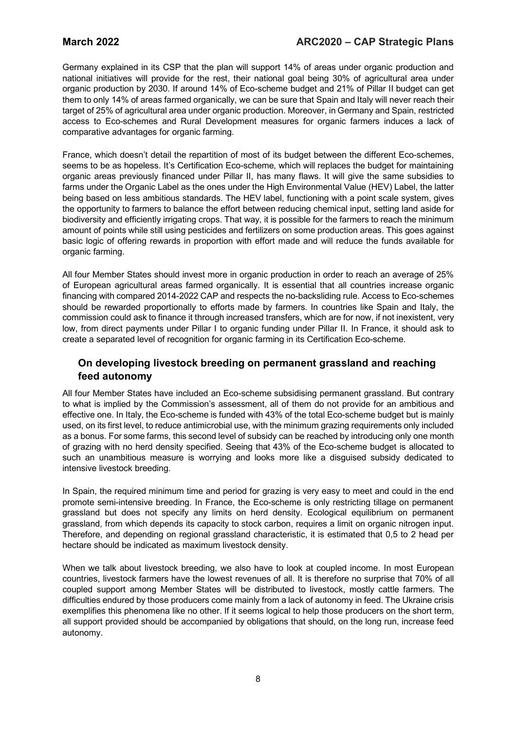Germany explained in its CSP that the plan will support 14% of areas under organic production and national initiatives will provide for the rest, their national goal being 30% of agricultural area under organic production by 2030. If around 14% of Eco-scheme budget and 21% of Pillar II budget can get them to only 14% of areas farmed organically, we can be sure that Spain and Italy will never reach their target of 25% of agricultural area under organic production. Moreover, in Germany and Spain, restricted access to Eco-schemes and Rural Development measures for organic farmers induces a lack of comparative advantages for organic farming.

France, which doesn't detail the repartition of most of its budget between the different Eco-schemes, seems to be as hopeless. It's Certification Eco-scheme, which will replaces the budget for maintaining organic areas previously financed under Pillar II, has many flaws. It will give the same subsidies to farms under the Organic Label as the ones under the High Environmental Value (HEV) Label, the latter being based on less ambitious standards. The HEV label, functioning with a point scale system, gives the opportunity to farmers to balance the effort between reducing chemical input, setting land aside for biodiversity and efficiently irrigating crops. That way, it is possible for the farmers to reach the minimum amount of points while still using pesticides and fertilizers on some production areas. This goes against basic logic of offering rewards in proportion with effort made and will reduce the funds available for organic farming.

All four Member States should invest more in organic production in order to reach an average of 25% of European agricultural areas farmed organically. It is essential that all countries increase organic financing with compared 2014-2022 CAP and respects the no-backsliding rule. Access to Eco-schemes should be rewarded proportionally to efforts made by farmers. In countries like Spain and Italy, the commission could ask to finance it through increased transfers, which are for now, if not inexistent, very low, from direct payments under Pillar I to organic funding under Pillar II. In France, it should ask to create a separated level of recognition for organic farming in its Certification Eco-scheme.

## On developing livestock breeding on permanent grassland and reaching feed autonomy

All four Member States have included an Eco-scheme subsidising permanent grassland. But contrary to what is implied by the Commission's assessment, all of them do not provide for an ambitious and effective one. In Italy, the Eco-scheme is funded with 43% of the total Eco-scheme budget but is mainly used, on its first level, to reduce antimicrobial use, with the minimum grazing requirements only included as a bonus. For some farms, this second level of subsidy can be reached by introducing only one month of grazing with no herd density specified. Seeing that 43% of the Eco-scheme budget is allocated to such an unambitious measure is worrying and looks more like a disguised subsidy dedicated to intensive livestock breeding.

In Spain, the required minimum time and period for grazing is very easy to meet and could in the end promote semi-intensive breeding. In France, the Eco-scheme is only restricting tillage on permanent grassland but does not specify any limits on herd density. Ecological equilibrium on permanent grassland, from which depends its capacity to stock carbon, requires a limit on organic nitrogen input. Therefore, and depending on regional grassland characteristic, it is estimated that 0,5 to 2 head per hectare should be indicated as maximum livestock density.

When we talk about livestock breeding, we also have to look at coupled income. In most European countries, livestock farmers have the lowest revenues of all. It is therefore no surprise that 70% of all coupled support among Member States will be distributed to livestock, mostly cattle farmers. The difficulties endured by those producers come mainly from a lack of autonomy in feed. The Ukraine crisis exemplifies this phenomena like no other. If it seems logical to help those producers on the short term, all support provided should be accompanied by obligations that should, on the long run, increase feed autonomy.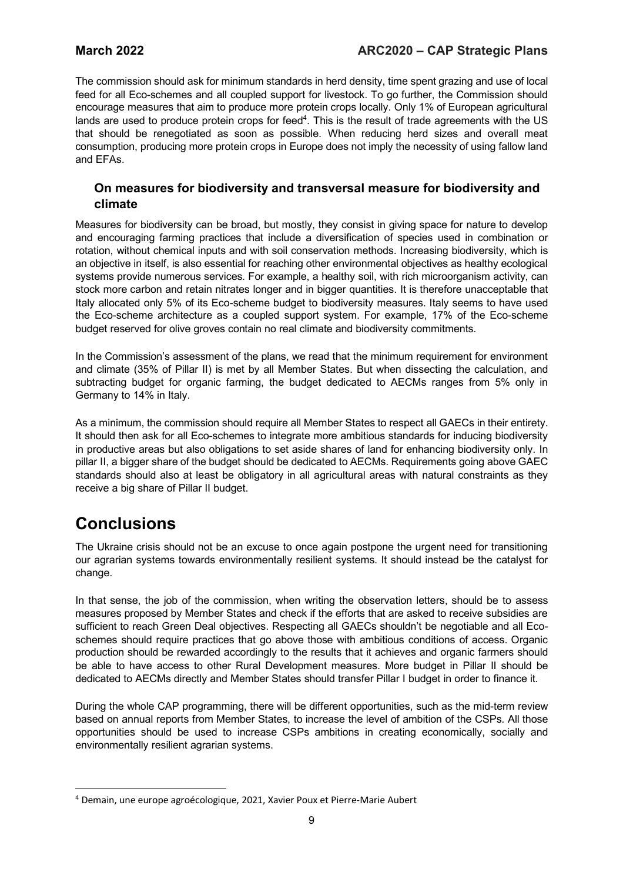The commission should ask for minimum standards in herd density, time spent grazing and use of local feed for all Eco-schemes and all coupled support for livestock. To go further, the Commission should encourage measures that aim to produce more protein crops locally. Only 1% of European agricultural lands are used to produce protein crops for feed[4]. This is the result of trade agreements with the US that should be renegotiated as soon as possible. When reducing herd sizes and overall meat consumption, producing more protein crops in Europe does not imply the necessity of using fallow land and EFAs.

### On measures for biodiversity and transversal measure for biodiversity and climate

Measures for biodiversity can be broad, but mostly, they consist in giving space for nature to develop and encouraging farming practices that include a diversification of species used in combination or rotation, without chemical inputs and with soil conservation methods. Increasing biodiversity, which is an objective in itself, is also essential for reaching other environmental objectives as healthy ecological systems provide numerous services. For example, a healthy soil, with rich microorganism activity, can stock more carbon and retain nitrates longer and in bigger quantities. It is therefore unacceptable that Italy allocated only 5% of its Eco-scheme budget to biodiversity measures. Italy seems to have used the Eco-scheme architecture as a coupled support system. For example, 17% of the Eco-scheme budget reserved for olive groves contain no real climate and biodiversity commitments.

In the Commission's assessment of the plans, we read that the minimum requirement for environment and climate (35% of Pillar II) is met by all Member States. But when dissecting the calculation, and subtracting budget for organic farming, the budget dedicated to AECMs ranges from 5% only in Germany to 14% in Italy.

As a minimum, the commission should require all Member States to respect all GAECs in their entirety. It should then ask for all Eco-schemes to integrate more ambitious standards for inducing biodiversity in productive areas but also obligations to set aside shares of land for enhancing biodiversity only. In pillar II, a bigger share of the budget should be dedicated to AECMs. Requirements going above GAEC standards should also at least be obligatory in all agricultural areas with natural constraints as they receive a big share of Pillar II budget.

# Conclusions

The Ukraine crisis should not be an excuse to once again postpone the urgent need for transitioning our agrarian systems towards environmentally resilient systems. It should instead be the catalyst for change.

In that sense, the job of the commission, when writing the observation letters, should be to assess measures proposed by Member States and check if the efforts that are asked to receive subsidies are sufficient to reach Green Deal objectives. Respecting all GAECs shouldn't be negotiable and all Eco-schemes should require practices that go above those with ambitious conditions of access. Organic production should be rewarded accordingly to the results that it achieves and organic farmers should be able to have access to other Rural Development measures. More budget in Pillar II should be dedicated to AECMs directly and Member States should transfer Pillar I budget in order to finance it.

During the whole CAP programming, there will be different opportunities, such as the mid-term review based on annual reports from Member States, to increase the level of ambition of the CSPs. All those opportunities should be used to increase CSPs ambitions in creating economically, socially and environmentally resilient agrarian systems.

[4] Demain, une europe agroécologique, 2021, Xavier Poux et Pierre-Marie Aubert